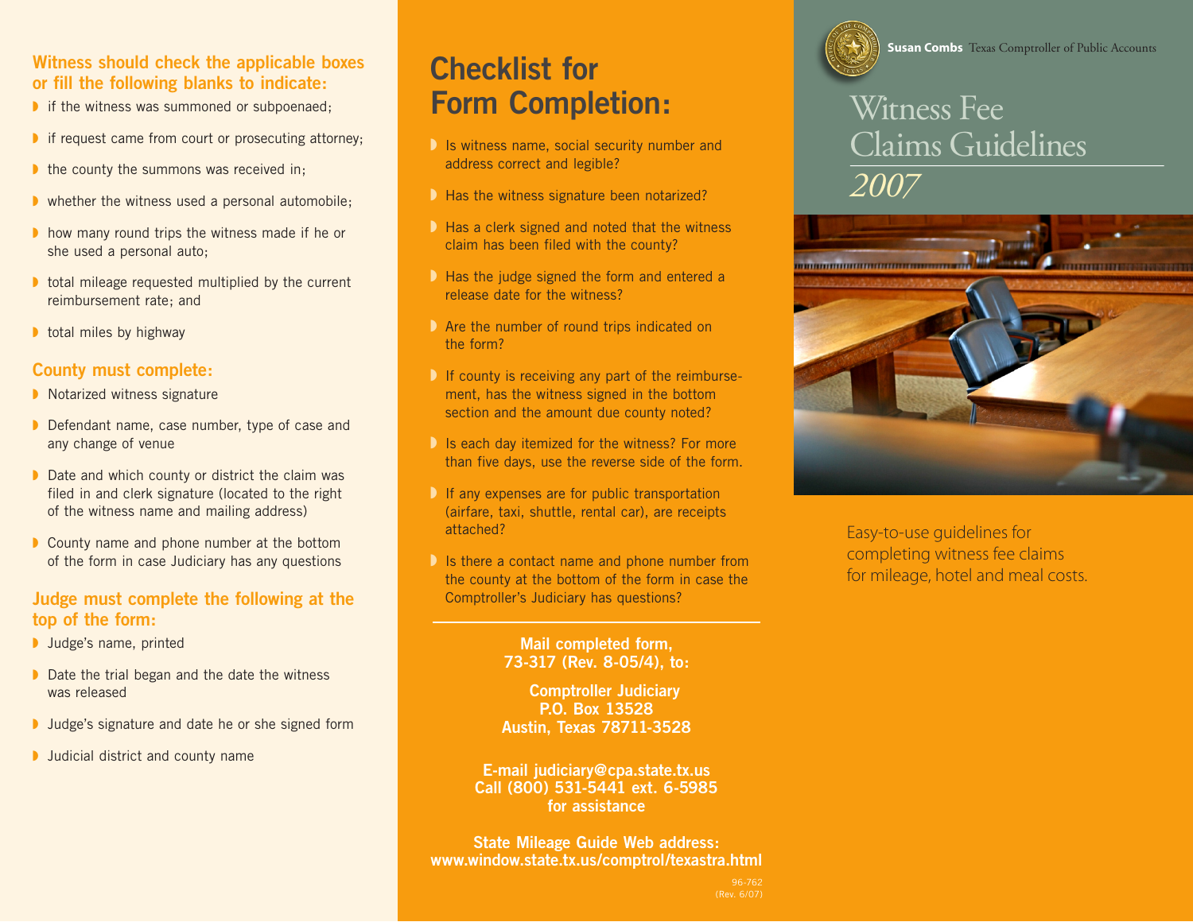### Witness should check the applicable boxes or fill the following blanks to indicate:

- if the witness was summoned or subpoenaed;
- if request came from court or prosecuting attorney;
- the county the summons was received in;
- whether the witness used a personal automobile;
- how many round trips the witness made if he or she used a personal auto;
- total mileage requested multiplied by the current reimbursement rate; and
- total miles by highway

### County must complete:

- Notarized witness signature
- Defendant name, case number, type of case and any change of venue
- Date and which county or district the claim was filed in and clerk signature (located to the right of the witness name and mailing address)
- County name and phone number at the bottom of the form in case Judiciary has any questions

### Judge must complete the following at the top of the form:

- Judge's name, printed
- Date the trial began and the date the witness was released
- Judge's signature and date he or she signed form
- Judicial district and county name

## Checklist for Form Completion:

- Is witness name, social security number and address correct and legible?
- Has the witness signature been notarized?
- Has a clerk signed and noted that the witness claim has been filed with the county?
- Has the judge signed the form and entered a release date for the witness?
- Are the number of round trips indicated on the form?
- If county is receiving any part of the reimbursement, has the witness signed in the bottom section and the amount due county noted?
- Is each day itemized for the witness? For more than five days, use the reverse side of the form.
- If any expenses are for public transportation (airfare, taxi, shuttle, rental car), are receipts attached?
- Is there a contact name and phone number from the county at the bottom of the form in case the Comptroller's Judiciary has questions?

---

**Mail completed form, 73-317 (Rev. 8-05/4), to:**

**Comptroller Judiciary**
**P.O. Box 13528**
**Austin, Texas 78711-3528**

**E-mail judiciary@cpa.state.tx.us**
**Call (800) 531-5441 ext. 6-5985 for assistance**

**State Mileage Guide Web address:**
**www.window.state.tx.us/comptrol/texastra.html**

96-762
(Rev. 6/07)

**Susan Combs** Texas Comptroller of Public Accounts

# Witness Fee Claims Guidelines

*2007*

Easy-to-use guidelines for completing witness fee claims for mileage, hotel and meal costs.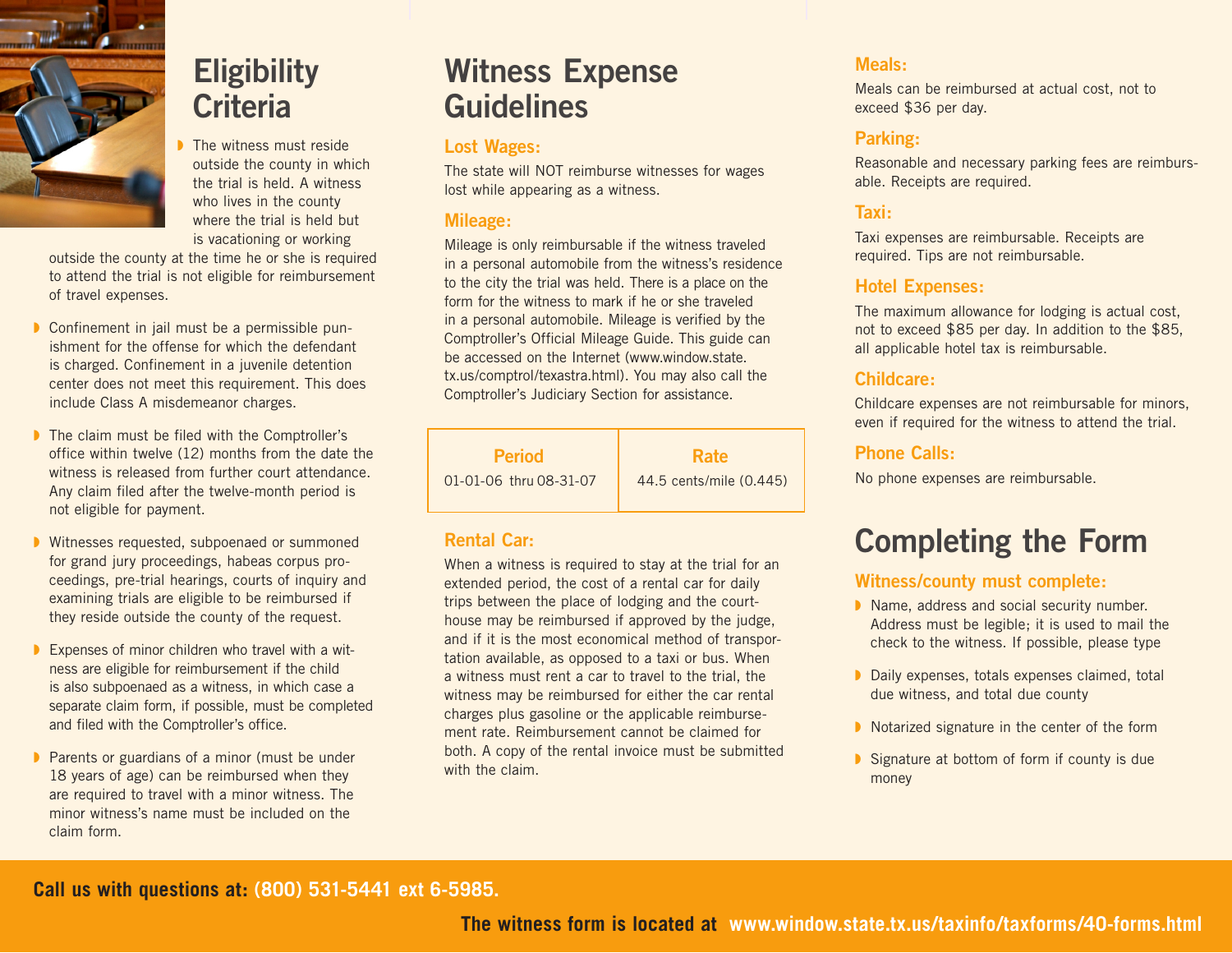# Eligibility Criteria

- The witness must reside outside the county in which the trial is held. A witness who lives in the county where the trial is held but is vacationing or working outside the county at the time he or she is required to attend the trial is not eligible for reimbursement of travel expenses.
- Confinement in jail must be a permissible punishment for the offense for which the defendant is charged. Confinement in a juvenile detention center does not meet this requirement. This does include Class A misdemeanor charges.
- The claim must be filed with the Comptroller's office within twelve (12) months from the date the witness is released from further court attendance. Any claim filed after the twelve-month period is not eligible for payment.
- Witnesses requested, subpoenaed or summoned for grand jury proceedings, habeas corpus proceedings, pre-trial hearings, courts of inquiry and examining trials are eligible to be reimbursed if they reside outside the county of the request.
- Expenses of minor children who travel with a witness are eligible for reimbursement if the child is also subpoenaed as a witness, in which case a separate claim form, if possible, must be completed and filed with the Comptroller's office.
- Parents or guardians of a minor (must be under 18 years of age) can be reimbursed when they are required to travel with a minor witness. The minor witness's name must be included on the claim form.

# Witness Expense Guidelines

### Lost Wages:

The state will NOT reimburse witnesses for wages lost while appearing as a witness.

### Mileage:

Mileage is only reimbursable if the witness traveled in a personal automobile from the witness's residence to the city the trial was held. There is a place on the form for the witness to mark if he or she traveled in a personal automobile. Mileage is verified by the Comptroller's Official Mileage Guide. This guide can be accessed on the Internet (www.window.state.tx.us/comptrol/texastra.html). You may also call the Comptroller's Judiciary Section for assistance.

| Period | Rate |
|---|---|
| 01-01-06 thru 08-31-07 | 44.5 cents/mile (0.445) |

### Rental Car:

When a witness is required to stay at the trial for an extended period, the cost of a rental car for daily trips between the place of lodging and the courthouse may be reimbursed if approved by the judge, and if it is the most economical method of transportation available, as opposed to a taxi or bus. When a witness must rent a car to travel to the trial, the witness may be reimbursed for either the car rental charges plus gasoline or the applicable reimbursement rate. Reimbursement cannot be claimed for both. A copy of the rental invoice must be submitted with the claim.

### Meals:

Meals can be reimbursed at actual cost, not to exceed $36 per day.

### Parking:

Reasonable and necessary parking fees are reimbursable. Receipts are required.

### Taxi:

Taxi expenses are reimbursable. Receipts are required. Tips are not reimbursable.

### Hotel Expenses:

The maximum allowance for lodging is actual cost, not to exceed $85 per day. In addition to the $85, all applicable hotel tax is reimbursable.

### Childcare:

Childcare expenses are not reimbursable for minors, even if required for the witness to attend the trial.

### Phone Calls:

No phone expenses are reimbursable.

# Completing the Form

### Witness/county must complete:

- Name, address and social security number. Address must be legible; it is used to mail the check to the witness. If possible, please type
- Daily expenses, totals expenses claimed, total due witness, and total due county
- Notarized signature in the center of the form
- Signature at bottom of form if county is due money

**Call us with questions at: (800) 531-5441 ext 6-5985.**

**The witness form is located at www.window.state.tx.us/taxinfo/taxforms/40-forms.html**